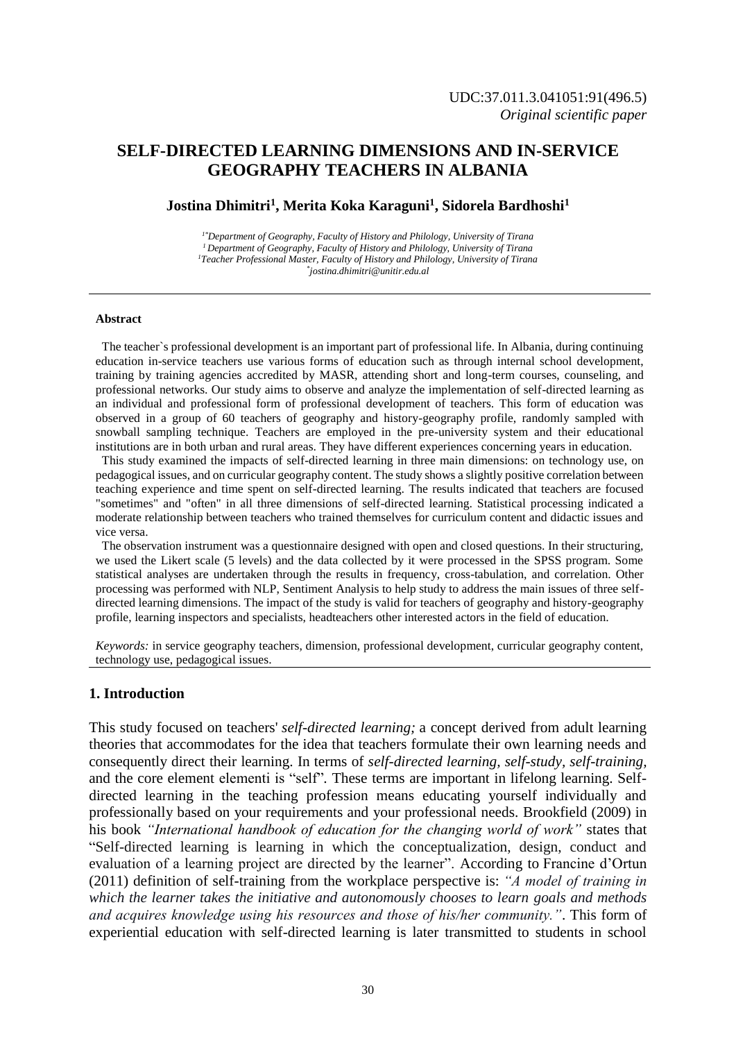UDC:37.011.3.041051:91(496.5)
*Original scientific paper*

# SELF-DIRECTED LEARNING DIMENSIONS AND IN-SERVICE GEOGRAPHY TEACHERS IN ALBANIA

**Jostina Dhimitri[1], Merita Koka Karaguni[1], Sidorela Bardhoshi[1]**

*[1*]Department of Geography, Faculty of History and Philology, University of Tirana*
*[1] Department of Geography, Faculty of History and Philology, University of Tirana*
*[1]Teacher Professional Master, Faculty of History and Philology, University of Tirana*
*[*]jostina.dhimitri@unitir.edu.al*

#### Abstract

The teacher`s professional development is an important part of professional life. In Albania, during continuing education in-service teachers use various forms of education such as through internal school development, training by training agencies accredited by MASR, attending short and long-term courses, counseling, and professional networks. Our study aims to observe and analyze the implementation of self-directed learning as an individual and professional form of professional development of teachers. This form of education was observed in a group of 60 teachers of geography and history-geography profile, randomly sampled with snowball sampling technique. Teachers are employed in the pre-university system and their educational institutions are in both urban and rural areas. They have different experiences concerning years in education.

This study examined the impacts of self-directed learning in three main dimensions: on technology use, on pedagogical issues, and on curricular geography content. The study shows a slightly positive correlation between teaching experience and time spent on self-directed learning. The results indicated that teachers are focused "sometimes" and "often" in all three dimensions of self-directed learning. Statistical processing indicated a moderate relationship between teachers who trained themselves for curriculum content and didactic issues and vice versa.

The observation instrument was a questionnaire designed with open and closed questions. In their structuring, we used the Likert scale (5 levels) and the data collected by it were processed in the SPSS program. Some statistical analyses are undertaken through the results in frequency, cross-tabulation, and correlation. Other processing was performed with NLP, Sentiment Analysis to help study to address the main issues of three self-directed learning dimensions. The impact of the study is valid for teachers of geography and history-geography profile, learning inspectors and specialists, headteachers other interested actors in the field of education.

*Keywords:* in service geography teachers, dimension, professional development, curricular geography content, technology use, pedagogical issues.

## 1. Introduction

This study focused on teachers' *self-directed learning;* a concept derived from adult learning theories that accommodates for the idea that teachers formulate their own learning needs and consequently direct their learning. In terms of *self-directed learning, self-study, self-training,* and the core element elementi is "self". These terms are important in lifelong learning. Self-directed learning in the teaching profession means educating yourself individually and professionally based on your requirements and your professional needs. Brookfield (2009) in his book *"International handbook of education for the changing world of work"* states that "Self-directed learning is learning in which the conceptualization, design, conduct and evaluation of a learning project are directed by the learner". According to Francine d'Ortun (2011) definition of self-training from the workplace perspective is: *"A model of training in which the learner takes the initiative and autonomously chooses to learn goals and methods and acquires knowledge using his resources and those of his/her community."*. This form of experiential education with self-directed learning is later transmitted to students in school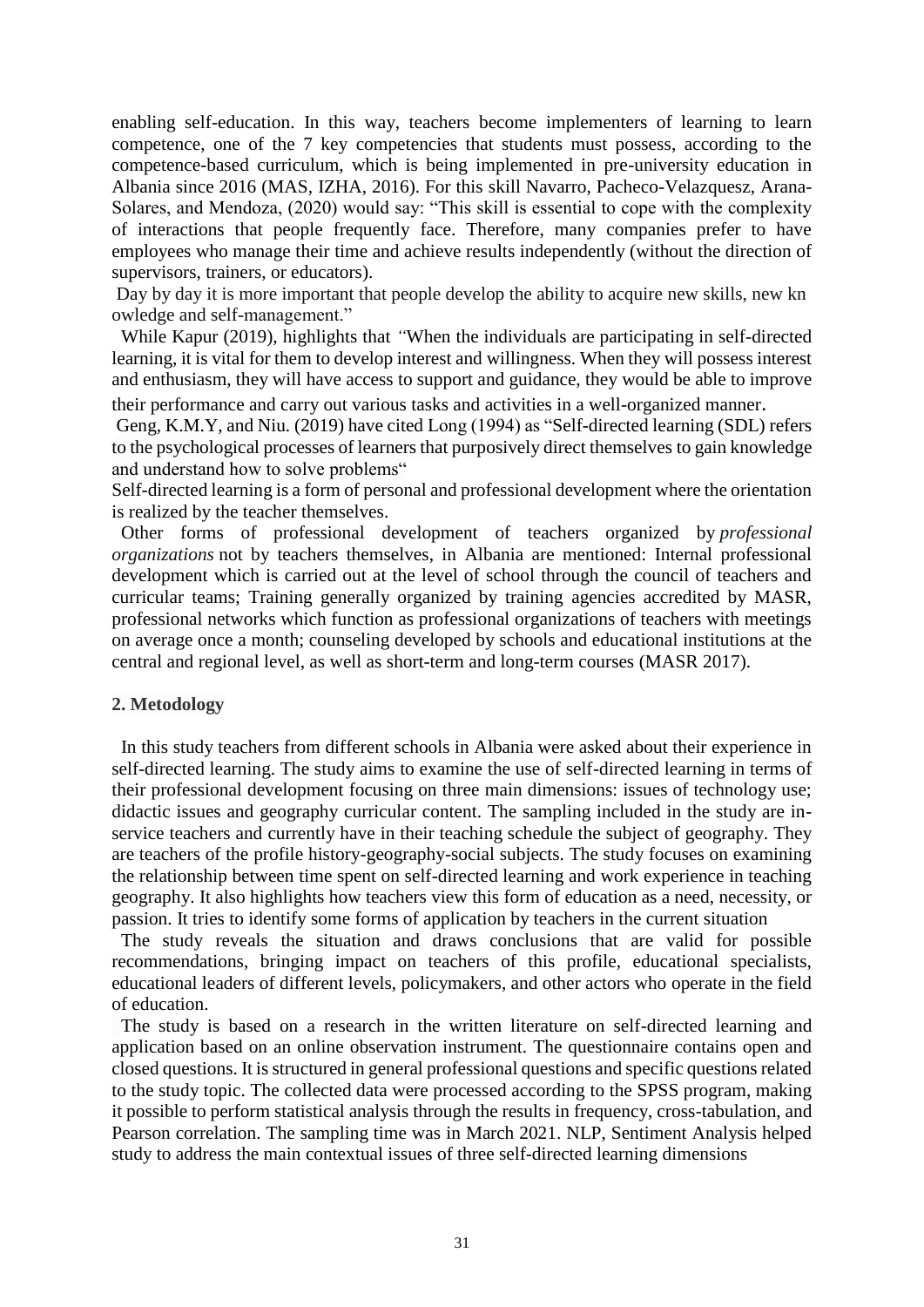enabling self-education. In this way, teachers become implementers of learning to learn competence, one of the 7 key competencies that students must possess, according to the competence-based curriculum, which is being implemented in pre-university education in Albania since 2016 (MAS, IZHA, 2016). For this skill Navarro, Pacheco-Velazquesz, Arana-Solares, and Mendoza, (2020) would say: "This skill is essential to cope with the complexity of interactions that people frequently face. Therefore, many companies prefer to have employees who manage their time and achieve results independently (without the direction of supervisors, trainers, or educators).

Day by day it is more important that people develop the ability to acquire new skills, new kn owledge and self-management."

While Kapur (2019), highlights that *"*When the individuals are participating in self-directed learning, it is vital for them to develop interest and willingness. When they will possess interest and enthusiasm, they will have access to support and guidance, they would be able to improve their performance and carry out various tasks and activities in a well-organized manner.

Geng, K.M.Y, and Niu. (2019) have cited Long (1994) as "Self-directed learning (SDL) refers to the psychological processes of learners that purposively direct themselves to gain knowledge and understand how to solve problems"

Self-directed learning is a form of personal and professional development where the orientation is realized by the teacher themselves.

Other forms of professional development of teachers organized by *professional organizations* not by teachers themselves, in Albania are mentioned: Internal professional development which is carried out at the level of school through the council of teachers and curricular teams; Training generally organized by training agencies accredited by MASR, professional networks which function as professional organizations of teachers with meetings on average once a month; counseling developed by schools and educational institutions at the central and regional level, as well as short-term and long-term courses (MASR 2017).

## 2. Metodology

In this study teachers from different schools in Albania were asked about their experience in self-directed learning. The study aims to examine the use of self-directed learning in terms of their professional development focusing on three main dimensions: issues of technology use; didactic issues and geography curricular content. The sampling included in the study are in-service teachers and currently have in their teaching schedule the subject of geography. They are teachers of the profile history-geography-social subjects. The study focuses on examining the relationship between time spent on self-directed learning and work experience in teaching geography. It also highlights how teachers view this form of education as a need, necessity, or passion. It tries to identify some forms of application by teachers in the current situation

The study reveals the situation and draws conclusions that are valid for possible recommendations, bringing impact on teachers of this profile, educational specialists, educational leaders of different levels, policymakers, and other actors who operate in the field of education.

The study is based on a research in the written literature on self-directed learning and application based on an online observation instrument. The questionnaire contains open and closed questions. It is structured in general professional questions and specific questions related to the study topic. The collected data were processed according to the SPSS program, making it possible to perform statistical analysis through the results in frequency, cross-tabulation, and Pearson correlation. The sampling time was in March 2021. NLP, Sentiment Analysis helped study to address the main contextual issues of three self-directed learning dimensions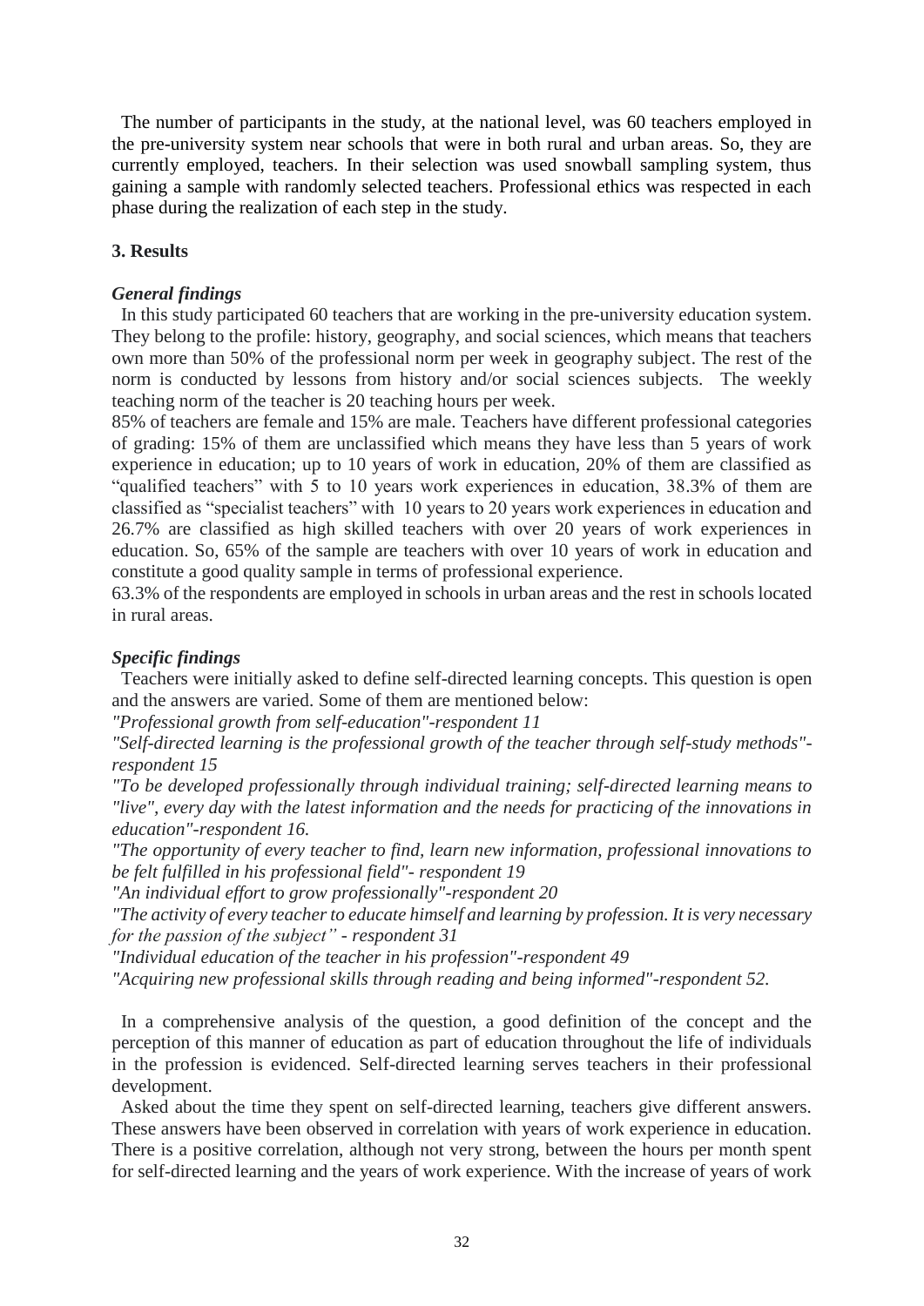The number of participants in the study, at the national level, was 60 teachers employed in the pre-university system near schools that were in both rural and urban areas. So, they are currently employed, teachers. In their selection was used snowball sampling system, thus gaining a sample with randomly selected teachers. Professional ethics was respected in each phase during the realization of each step in the study.

## 3. Results

### *General findings*

In this study participated 60 teachers that are working in the pre-university education system. They belong to the profile: history, geography, and social sciences, which means that teachers own more than 50% of the professional norm per week in geography subject. The rest of the norm is conducted by lessons from history and/or social sciences subjects. The weekly teaching norm of the teacher is 20 teaching hours per week.

85% of teachers are female and 15% are male. Teachers have different professional categories of grading: 15% of them are unclassified which means they have less than 5 years of work experience in education; up to 10 years of work in education, 20% of them are classified as "qualified teachers" with 5 to 10 years work experiences in education, 38.3% of them are classified as "specialist teachers" with 10 years to 20 years work experiences in education and 26.7% are classified as high skilled teachers with over 20 years of work experiences in education. So, 65% of the sample are teachers with over 10 years of work in education and constitute a good quality sample in terms of professional experience.

63.3% of the respondents are employed in schools in urban areas and the rest in schools located in rural areas.

### *Specific findings*

Teachers were initially asked to define self-directed learning concepts. This question is open and the answers are varied. Some of them are mentioned below:

*"Professional growth from self-education"-respondent 11*

*"Self-directed learning is the professional growth of the teacher through self-study methods"-respondent 15*

*"To be developed professionally through individual training; self-directed learning means to "live", every day with the latest information and the needs for practicing of the innovations in education"-respondent 16.*

*"The opportunity of every teacher to find, learn new information, professional innovations to be felt fulfilled in his professional field"- respondent 19*

*"An individual effort to grow professionally"-respondent 20*

*"The activity of every teacher to educate himself and learning by profession. It is very necessary for the passion of the subject" - respondent 31*

*"Individual education of the teacher in his profession"-respondent 49*

*"Acquiring new professional skills through reading and being informed"-respondent 52.*

In a comprehensive analysis of the question, a good definition of the concept and the perception of this manner of education as part of education throughout the life of individuals in the profession is evidenced. Self-directed learning serves teachers in their professional development.

Asked about the time they spent on self-directed learning, teachers give different answers. These answers have been observed in correlation with years of work experience in education. There is a positive correlation, although not very strong, between the hours per month spent for self-directed learning and the years of work experience. With the increase of years of work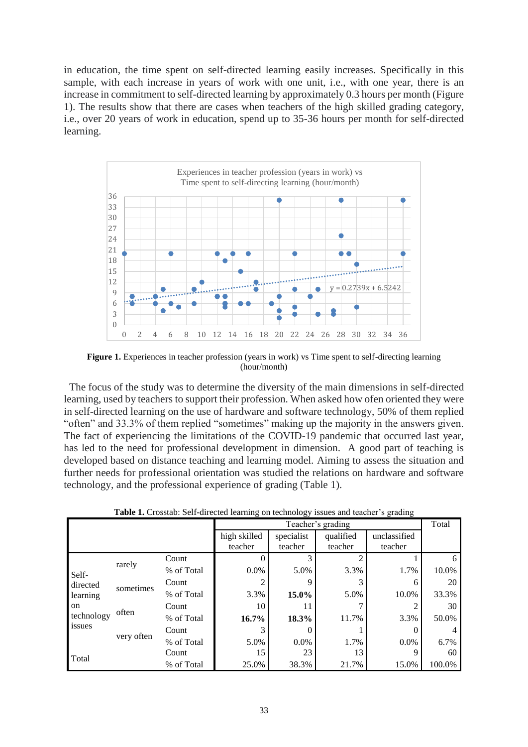in education, the time spent on self-directed learning easily increases. Specifically in this sample, with each increase in years of work with one unit, i.e., with one year, there is an increase in commitment to self-directed learning by approximately 0.3 hours per month (Figure 1). The results show that there are cases when teachers of the high skilled grading category, i.e., over 20 years of work in education, spend up to 35-36 hours per month for self-directed learning.

**Figure 1.** Experiences in teacher profession (years in work) vs Time spent to self-directing learning (hour/month)

The focus of the study was to determine the diversity of the main dimensions in self-directed learning, used by teachers to support their profession. When asked how ofen oriented they were in self-directed learning on the use of hardware and software technology, 50% of them replied "often" and 33.3% of them replied "sometimes" making up the majority in the answers given. The fact of experiencing the limitations of the COVID-19 pandemic that occurred last year, has led to the need for professional development in dimension. A good part of teaching is developed based on distance teaching and learning model. Aiming to assess the situation and further needs for professional orientation was studied the relations on hardware and software technology, and the professional experience of grading (Table 1).

**Table 1.** Crosstab: Self-directed learning on technology issues and teacher's grading

| | | | Teacher's grading | | | | Total |
|---|---|---|---|---|---|---|---|
| | | | high skilled teacher | specialist teacher | qualified teacher | unclassified teacher | |
| Self-directed learning on technology issues | rarely | Count | 0 | 3 | 2 | 1 | 6 |
| | | % of Total | 0.0% | 5.0% | 3.3% | 1.7% | 10.0% |
| | sometimes | Count | 2 | 9 | 3 | 6 | 20 |
| | | % of Total | 3.3% | **15.0%** | 5.0% | 10.0% | 33.3% |
| | often | Count | 10 | 11 | 7 | 2 | 30 |
| | | % of Total | **16.7%** | **18.3%** | 11.7% | 3.3% | 50.0% |
| | very often | Count | 3 | 0 | 1 | 0 | 4 |
| | | % of Total | 5.0% | 0.0% | 1.7% | 0.0% | 6.7% |
| Total | | Count | 15 | 23 | 13 | 9 | 60 |
| | | % of Total | 25.0% | 38.3% | 21.7% | 15.0% | 100.0% |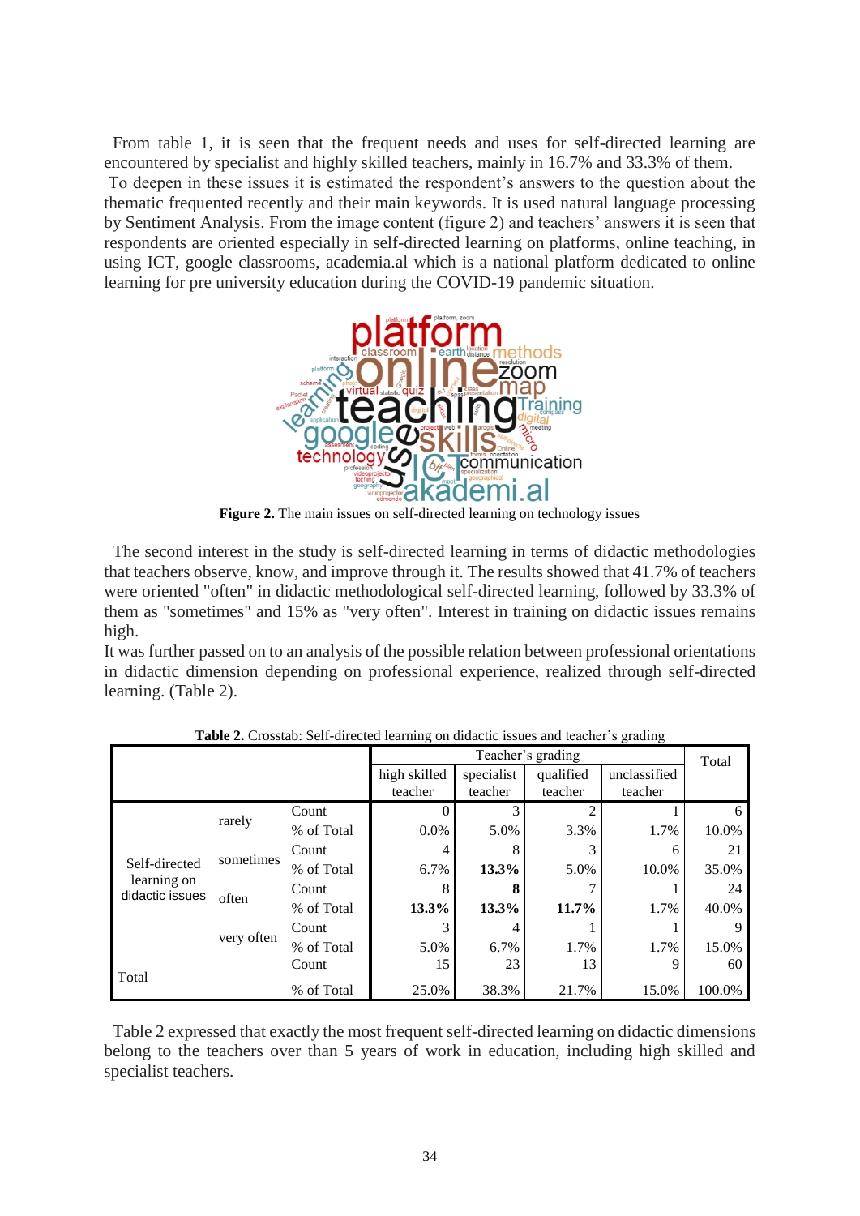From table 1, it is seen that the frequent needs and uses for self-directed learning are encountered by specialist and highly skilled teachers, mainly in 16.7% and 33.3% of them.

To deepen in these issues it is estimated the respondent's answers to the question about the thematic frequented recently and their main keywords. It is used natural language processing by Sentiment Analysis. From the image content (figure 2) and teachers' answers it is seen that respondents are oriented especially in self-directed learning on platforms, online teaching, in using ICT, google classrooms, academia.al which is a national platform dedicated to online learning for pre university education during the COVID-19 pandemic situation.

**Figure 2.** The main issues on self-directed learning on technology issues

The second interest in the study is self-directed learning in terms of didactic methodologies that teachers observe, know, and improve through it. The results showed that 41.7% of teachers were oriented "often" in didactic methodological self-directed learning, followed by 33.3% of them as "sometimes" and 15% as "very often". Interest in training on didactic issues remains high.

It was further passed on to an analysis of the possible relation between professional orientations in didactic dimension depending on professional experience, realized through self-directed learning. (Table 2).

**Table 2.** Crosstab: Self-directed learning on didactic issues and teacher's grading

| | | | Teacher's grading | | | | Total |
|---|---|---|---|---|---|---|---|
| | | | high skilled teacher | specialist teacher | qualified teacher | unclassified teacher | |
| Self-directed learning on didactic issues | rarely | Count | 0 | 3 | 2 | 1 | 6 |
| | | % of Total | 0.0% | 5.0% | 3.3% | 1.7% | 10.0% |
| | sometimes | Count | 4 | 8 | 3 | 6 | 21 |
| | | % of Total | 6.7% | **13.3%** | 5.0% | 10.0% | 35.0% |
| | often | Count | 8 | **8** | 7 | 1 | 24 |
| | | % of Total | **13.3%** | **13.3%** | **11.7%** | 1.7% | 40.0% |
| | very often | Count | 3 | 4 | 1 | 1 | 9 |
| | | % of Total | 5.0% | 6.7% | 1.7% | 1.7% | 15.0% |
| Total | | Count | 15 | 23 | 13 | 9 | 60 |
| | | % of Total | 25.0% | 38.3% | 21.7% | 15.0% | 100.0% |

Table 2 expressed that exactly the most frequent self-directed learning on didactic dimensions belong to the teachers over than 5 years of work in education, including high skilled and specialist teachers.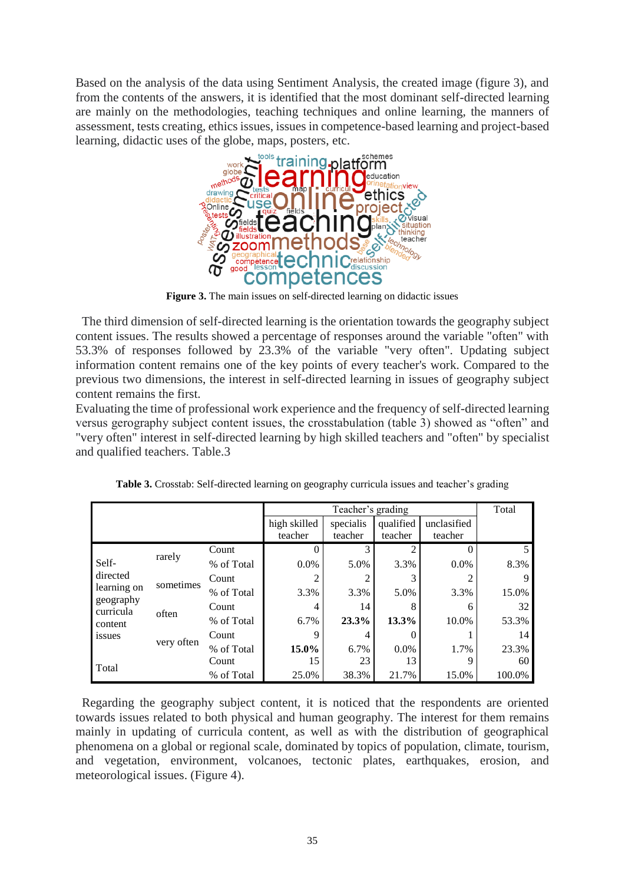Based on the analysis of the data using Sentiment Analysis, the created image (figure 3), and from the contents of the answers, it is identified that the most dominant self-directed learning are mainly on the methodologies, teaching techniques and online learning, the manners of assessment, tests creating, ethics issues, issues in competence-based learning and project-based learning, didactic uses of the globe, maps, posters, etc.

**Figure 3.** The main issues on self-directed learning on didactic issues

The third dimension of self-directed learning is the orientation towards the geography subject content issues. The results showed a percentage of responses around the variable "often" with 53.3% of responses followed by 23.3% of the variable "very often". Updating subject information content remains one of the key points of every teacher's work. Compared to the previous two dimensions, the interest in self-directed learning in issues of geography subject content remains the first.

Evaluating the time of professional work experience and the frequency of self-directed learning versus gerography subject content issues, the crosstabulation (table 3) showed as "often" and "very often" interest in self-directed learning by high skilled teachers and "often" by specialist and qualified teachers. Table.3

**Table 3.** Crosstab: Self-directed learning on geography curricula issues and teacher's grading

| | | | Teacher's grading | | | | Total |
|---|---|---|---|---|---|---|---|
| | | | high skilled teacher | specialis teacher | qualified teacher | unclasified teacher | |
| Self-directed learning on geography curricula content issues | rarely | Count | 0 | 3 | 2 | 0 | 5 |
| | | % of Total | 0.0% | 5.0% | 3.3% | 0.0% | 8.3% |
| | sometimes | Count | 2 | 2 | 3 | 2 | 9 |
| | | % of Total | 3.3% | 3.3% | 5.0% | 3.3% | 15.0% |
| | often | Count | 4 | 14 | 8 | 6 | 32 |
| | | % of Total | 6.7% | **23.3%** | **13.3%** | 10.0% | 53.3% |
| | very often | Count | 9 | 4 | 0 | 1 | 14 |
| | | % of Total | **15.0%** | 6.7% | 0.0% | 1.7% | 23.3% |
| Total | | Count | 15 | 23 | 13 | 9 | 60 |
| | | % of Total | 25.0% | 38.3% | 21.7% | 15.0% | 100.0% |

Regarding the geography subject content, it is noticed that the respondents are oriented towards issues related to both physical and human geography. The interest for them remains mainly in updating of curricula content, as well as with the distribution of geographical phenomena on a global or regional scale, dominated by topics of population, climate, tourism, and vegetation, environment, volcanoes, tectonic plates, earthquakes, erosion, and meteorological issues. (Figure 4).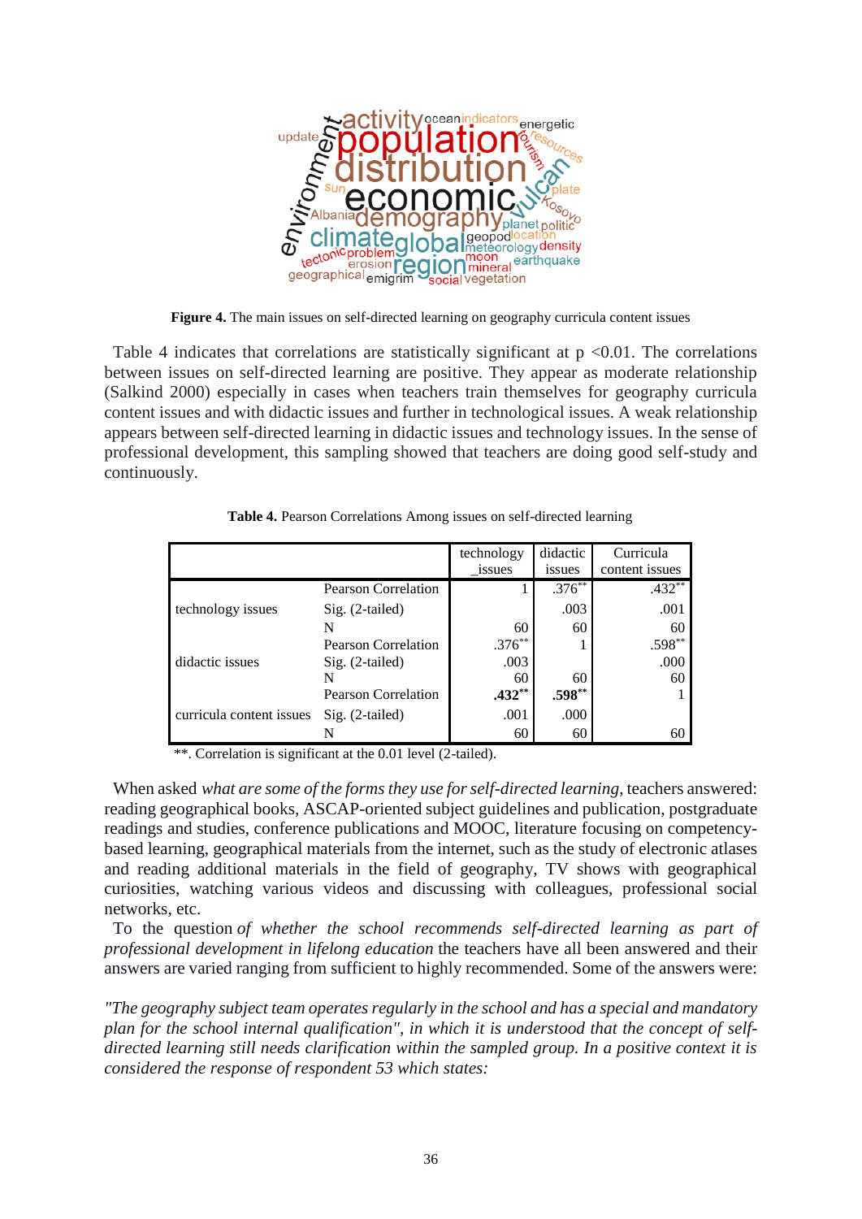**Figure 4.** The main issues on self-directed learning on geography curricula content issues

Table 4 indicates that correlations are statistically significant at p <0.01. The correlations between issues on self-directed learning are positive. They appear as moderate relationship (Salkind 2000) especially in cases when teachers train themselves for geography curricula content issues and with didactic issues and further in technological issues. A weak relationship appears between self-directed learning in didactic issues and technology issues. In the sense of professional development, this sampling showed that teachers are doing good self-study and continuously.

**Table 4.** Pearson Correlations Among issues on self-directed learning

| | | technology _issues | didactic issues | Curricula content issues |
|---|---|---|---|---|
| technology issues | Pearson Correlation | 1 | .376** | .432** |
| | Sig. (2-tailed) | | .003 | .001 |
| | N | 60 | 60 | 60 |
| didactic issues | Pearson Correlation | .376** | 1 | .598** |
| | Sig. (2-tailed) | .003 | | .000 |
| | N | 60 | 60 | 60 |
| curricula content issues | Pearson Correlation | **.432**** | **.598**** | 1 |
| | Sig. (2-tailed) | .001 | .000 | |
| | N | 60 | 60 | 60 |

**. Correlation is significant at the 0.01 level (2-tailed).

When asked *what are some of the forms they use for self-directed learning*, teachers answered: reading geographical books, ASCAP-oriented subject guidelines and publication, postgraduate readings and studies, conference publications and MOOC, literature focusing on competency-based learning, geographical materials from the internet, such as the study of electronic atlases and reading additional materials in the field of geography, TV shows with geographical curiosities, watching various videos and discussing with colleagues, professional social networks, etc.

To the question *of whether the school recommends self-directed learning as part of professional development in lifelong education* the teachers have all been answered and their answers are varied ranging from sufficient to highly recommended. Some of the answers were:

*"The geography subject team operates regularly in the school and has a special and mandatory plan for the school internal qualification", in which it is understood that the concept of self-directed learning still needs clarification within the sampled group. In a positive context it is considered the response of respondent 53 which states:*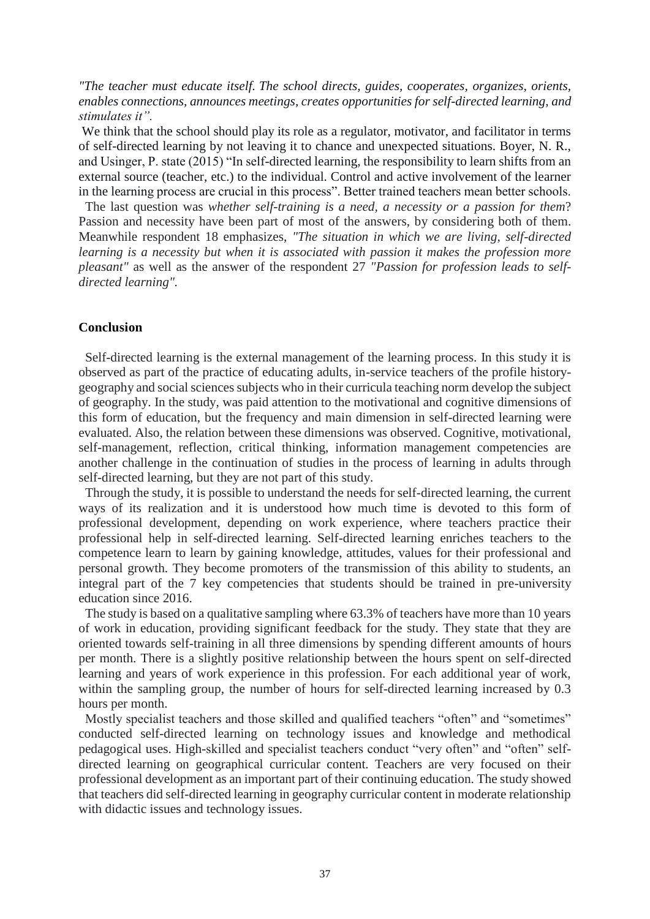*"The teacher must educate itself. The school directs, guides, cooperates, organizes, orients, enables connections, announces meetings, creates opportunities for self-directed learning, and stimulates it".*

We think that the school should play its role as a regulator, motivator, and facilitator in terms of self-directed learning by not leaving it to chance and unexpected situations. Boyer, N. R., and Usinger, P. state (2015) "In self-directed learning, the responsibility to learn shifts from an external source (teacher, etc.) to the individual. Control and active involvement of the learner in the learning process are crucial in this process". Better trained teachers mean better schools.

The last question was *whether self-training is a need, a necessity or a passion for them*? Passion and necessity have been part of most of the answers, by considering both of them. Meanwhile respondent 18 emphasizes, *"The situation in which we are living, self-directed learning is a necessity but when it is associated with passion it makes the profession more pleasant"* as well as the answer of the respondent 27 *"Passion for profession leads to self-directed learning".*

## Conclusion

Self-directed learning is the external management of the learning process. In this study it is observed as part of the practice of educating adults, in-service teachers of the profile history-geography and social sciences subjects who in their curricula teaching norm develop the subject of geography. In the study, was paid attention to the motivational and cognitive dimensions of this form of education, but the frequency and main dimension in self-directed learning were evaluated. Also, the relation between these dimensions was observed. Cognitive, motivational, self-management, reflection, critical thinking, information management competencies are another challenge in the continuation of studies in the process of learning in adults through self-directed learning, but they are not part of this study.

Through the study, it is possible to understand the needs for self-directed learning, the current ways of its realization and it is understood how much time is devoted to this form of professional development, depending on work experience, where teachers practice their professional help in self-directed learning. Self-directed learning enriches teachers to the competence learn to learn by gaining knowledge, attitudes, values for their professional and personal growth. They become promoters of the transmission of this ability to students, an integral part of the 7 key competencies that students should be trained in pre-university education since 2016.

The study is based on a qualitative sampling where 63.3% of teachers have more than 10 years of work in education, providing significant feedback for the study. They state that they are oriented towards self-training in all three dimensions by spending different amounts of hours per month. There is a slightly positive relationship between the hours spent on self-directed learning and years of work experience in this profession. For each additional year of work, within the sampling group, the number of hours for self-directed learning increased by 0.3 hours per month.

Mostly specialist teachers and those skilled and qualified teachers "often" and "sometimes" conducted self-directed learning on technology issues and knowledge and methodical pedagogical uses. High-skilled and specialist teachers conduct "very often" and "often" self-directed learning on geographical curricular content. Teachers are very focused on their professional development as an important part of their continuing education. The study showed that teachers did self-directed learning in geography curricular content in moderate relationship with didactic issues and technology issues.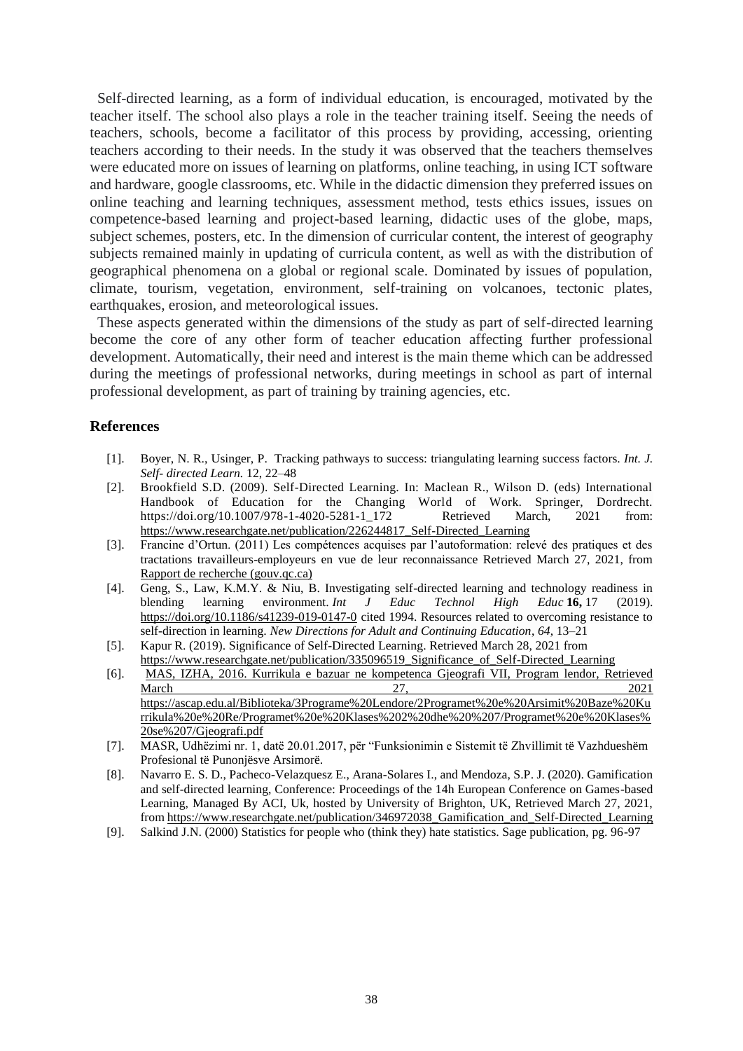Self-directed learning, as a form of individual education, is encouraged, motivated by the teacher itself. The school also plays a role in the teacher training itself. Seeing the needs of teachers, schools, become a facilitator of this process by providing, accessing, orienting teachers according to their needs. In the study it was observed that the teachers themselves were educated more on issues of learning on platforms, online teaching, in using ICT software and hardware, google classrooms, etc. While in the didactic dimension they preferred issues on online teaching and learning techniques, assessment method, tests ethics issues, issues on competence-based learning and project-based learning, didactic uses of the globe, maps, subject schemes, posters, etc. In the dimension of curricular content, the interest of geography subjects remained mainly in updating of curricula content, as well as with the distribution of geographical phenomena on a global or regional scale. Dominated by issues of population, climate, tourism, vegetation, environment, self-training on volcanoes, tectonic plates, earthquakes, erosion, and meteorological issues.

These aspects generated within the dimensions of the study as part of self-directed learning become the core of any other form of teacher education affecting further professional development. Automatically, their need and interest is the main theme which can be addressed during the meetings of professional networks, during meetings in school as part of internal professional development, as part of training by training agencies, etc.

## References

[1]. Boyer, N. R., Usinger, P. Tracking pathways to success: triangulating learning success factors. *Int. J. Self- directed Learn.* 12, 22–48

[2]. Brookfield S.D. (2009). Self-Directed Learning. In: Maclean R., Wilson D. (eds) International Handbook of Education for the Changing World of Work. Springer, Dordrecht. https://doi.org/10.1007/978-1-4020-5281-1_172 Retrieved March, 2021 from: https://www.researchgate.net/publication/226244817_Self-Directed_Learning

[3]. Francine d'Ortun. (2011) Les compétences acquises par l'autoformation: relevé des pratiques et des tractations travailleurs-employeurs en vue de leur reconnaissance Retrieved March 27, 2021, from Rapport de recherche (gouv.qc.ca)

[4]. Geng, S., Law, K.M.Y. & Niu, B. Investigating self-directed learning and technology readiness in blending learning environment. *Int J Educ Technol High Educ* **16,** 17 (2019). https://doi.org/10.1186/s41239-019-0147-0 cited 1994. Resources related to overcoming resistance to self-direction in learning. *New Directions for Adult and Continuing Education*, *64*, 13–21

[5]. Kapur R. (2019). Significance of Self-Directed Learning. Retrieved March 28, 2021 from https://www.researchgate.net/publication/335096519_Significance_of_Self-Directed_Learning

[6]. MAS, IZHA, 2016. Kurrikula e bazuar ne kompetenca Gjeografi VII, Program lendor, Retrieved March 27, 2021 https://ascap.edu.al/Biblioteka/3Programe%20Lendore/2Programet%20e%20Arsimit%20Baze%20Kurrikula%20e%20Re/Programet%20e%20Klases%202%20dhe%20%207/Programet%20e%20Klases%20se%207/Gjeografi.pdf

[7]. MASR, Udhëzimi nr. 1, datë 20.01.2017, për "Funksionimin e Sistemit të Zhvillimit të Vazhdueshëm Profesional të Punonjësve Arsimorë.

[8]. Navarro E. S. D., Pacheco-Velazquesz E., Arana-Solares I., and Mendoza, S.P. J. (2020). Gamification and self-directed learning, Conference: Proceedings of the 14h European Conference on Games-based Learning, Managed By ACI, Uk, hosted by University of Brighton, UK, Retrieved March 27, 2021, from https://www.researchgate.net/publication/346972038_Gamification_and_Self-Directed_Learning

[9]. Salkind J.N. (2000) Statistics for people who (think they) hate statistics. Sage publication, pg. 96-97